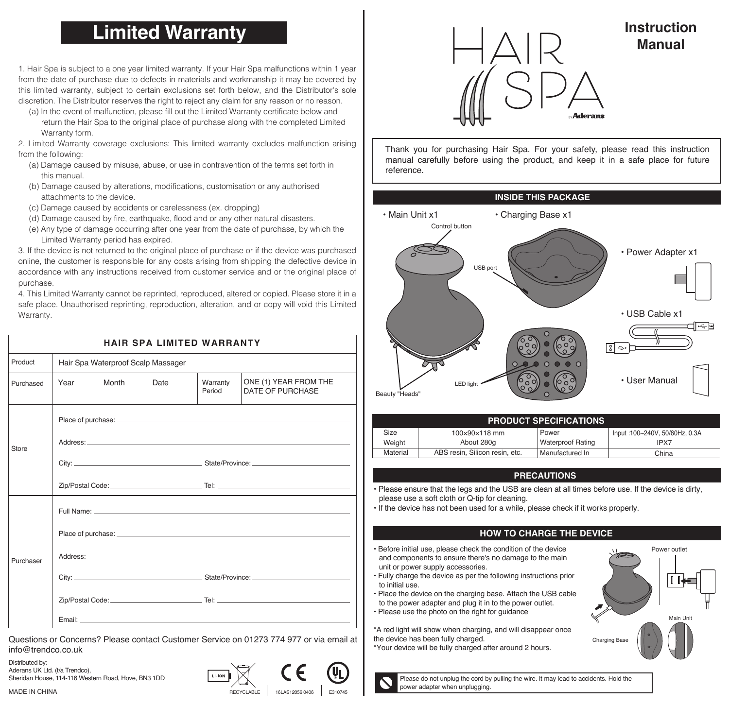# Limited Warranty

1. Hair Spa is subject to a one year limited warranty. If your Hair Spa malfunctions within 1 year from the date of purchase due to defects in materials and workmanship it may be covered by this limited warranty, subject to certain exclusions set forth below, and the Distributor's sole discretion. The Distributor reserves the right to reject any claim for any reason or no reason.
   (a) In the event of malfunction, please fill out the Limited Warranty certificate below and return the Hair Spa to the original place of purchase along with the completed Limited Warranty form.
2. Limited Warranty coverage exclusions: This limited warranty excludes malfunction arising from the following:
   (a) Damage caused by misuse, abuse, or use in contravention of the terms set forth in this manual.
   (b) Damage caused by alterations, modifications, customisation or any authorised attachments to the device.
   (c) Damage caused by accidents or carelessness (ex. dropping)
   (d) Damage caused by fire, earthquake, flood and or any other natural disasters.
   (e) Any type of damage occurring after one year from the date of purchase, by which the Limited Warranty period has expired.
3. If the device is not returned to the original place of purchase or if the device was purchased online, the customer is responsible for any costs arising from shipping the defective device in accordance with any instructions received from customer service and or the original place of purchase.
4. This Limited Warranty cannot be reprinted, reproduced, altered or copied. Please store it in a safe place. Unauthorised reprinting, reproduction, alteration, and or copy will void this Limited Warranty.

| HAIR SPA LIMITED WARRANTY | | | |
|---|---|---|---|
| Product | Hair Spa Waterproof Scalp Massager | | |
| Purchased | Year Month Date | Warranty Period | ONE (1) YEAR FROM THE DATE OF PURCHASE |
| Store | Place of purchase:<br>Address:<br>City: State/Province:<br>Zip/Postal Code: Tel: | | |
| Purchaser | Full Name:<br>Place of purchase:<br>Address:<br>City: State/Province:<br>Zip/Postal Code: Tel:<br>Email: | | |

Questions or Concerns? Please contact Customer Service on 01273 774 977 or via email at info@trendco.co.uk

Distributed by:
Aderans UK Ltd. (t/a Trendco),
Sheridan House, 114-116 Western Road, Hove, BN3 1DD

MADE IN CHINA

LI-ION RECYCLABLE | 16LAS12056 0406 | E310745

# HAIR SPA

by Aderans

## Instruction Manual

Thank you for purchasing Hair Spa. For your safety, please read this instruction manual carefully before using the product, and keep it in a safe place for future reference.

## INSIDE THIS PACKAGE

- Main Unit x1
- Charging Base x1
- Power Adapter x1
- USB Cable x1
- User Manual

Control button, USB port, Beauty "Heads", LED light

## PRODUCT SPECIFICATIONS

| Size | 100×90×118 mm | Power | Input :100~240V, 50/60Hz, 0.3A |
|---|---|---|---|
| Weight | About 280g | Waterproof Rating | IPX7 |
| Material | ABS resin, Silicon resin, etc. | Manufactured In | China |

## PRECAUTIONS

- Please ensure that the legs and the USB are clean at all times before use. If the device is dirty, please use a soft cloth or Q-tip for cleaning.
- If the device has not been used for a while, please check if it works properly.

## HOW TO CHARGE THE DEVICE

- Before initial use, please check the condition of the device and components to ensure there's no damage to the main unit or power supply accessories.
- Fully charge the device as per the following instructions prior to initial use.
- Place the device on the charging base. Attach the USB cable to the power adapter and plug it in to the power outlet.
- Please use the photo on the right for guidance

*A red light will show when charging, and will disappear once the device has been fully charged.
*Your device will be fully charged after around 2 hours.

Power outlet, Main Unit, Charging Base

Please do not unplug the cord by pulling the wire. It may lead to accidents. Hold the power adapter when unplugging.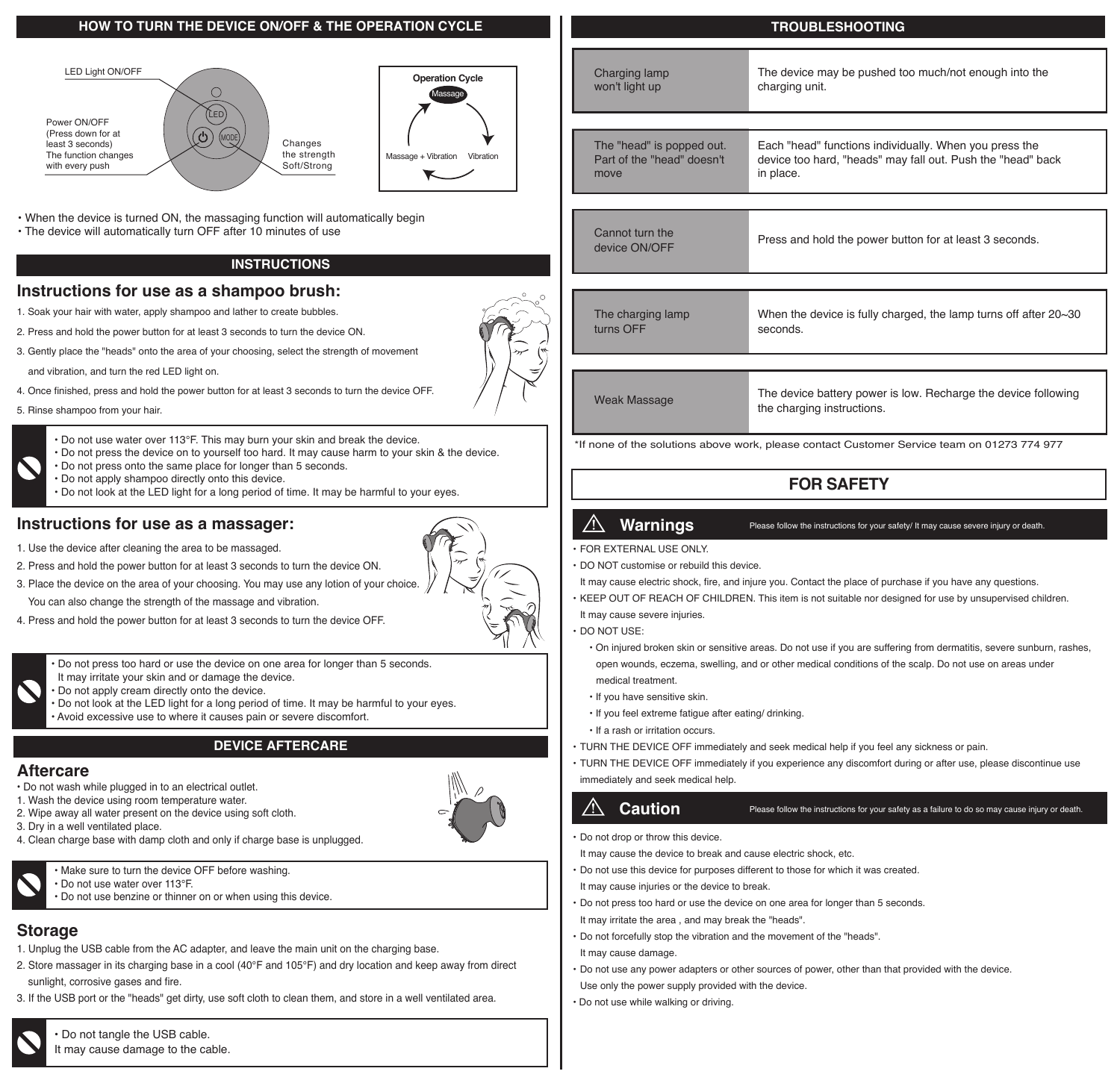## HOW TO TURN THE DEVICE ON/OFF & THE OPERATION CYCLE

LED Light ON/OFF

Power ON/OFF
(Press down for at least 3 seconds)
The function changes with every push

LED

MODE

Changes the strength Soft/Strong

Operation Cycle

Massage

Vibration

Massage + Vibration

- When the device is turned ON, the massaging function will automatically begin
- The device will automatically turn OFF after 10 minutes of use

## INSTRUCTIONS

### Instructions for use as a shampoo brush:

1. Soak your hair with water, apply shampoo and lather to create bubbles.
2. Press and hold the power button for at least 3 seconds to turn the device ON.
3. Gently place the "heads" onto the area of your choosing, select the strength of movement and vibration, and turn the red LED light on.
4. Once finished, press and hold the power button for at least 3 seconds to turn the device OFF.
5. Rinse shampoo from your hair.

- Do not use water over 113°F. This may burn your skin and break the device.
- Do not press the device on to yourself too hard. It may cause harm to your skin & the device.
- Do not press onto the same place for longer than 5 seconds.
- Do not apply shampoo directly onto this device.
- Do not look at the LED light for a long period of time. It may be harmful to your eyes.

### Instructions for use as a massager:

1. Use the device after cleaning the area to be massaged.
2. Press and hold the power button for at least 3 seconds to turn the device ON.
3. Place the device on the area of your choosing. You may use any lotion of your choice. You can also change the strength of the massage and vibration.
4. Press and hold the power button for at least 3 seconds to turn the device OFF.

- Do not press too hard or use the device on one area for longer than 5 seconds. It may irritate your skin and or damage the device.
- Do not apply cream directly onto the device.
- Do not look at the LED light for a long period of time. It may be harmful to your eyes.
- Avoid excessive use to where it causes pain or severe discomfort.

## DEVICE AFTERCARE

### Aftercare

- Do not wash while plugged in to an electrical outlet.

1. Wash the device using room temperature water.
2. Wipe away all water present on the device using soft cloth.
3. Dry in a well ventilated place.
4. Clean charge base with damp cloth and only if charge base is unplugged.

- Make sure to turn the device OFF before washing.
- Do not use water over 113°F.
- Do not use benzine or thinner on or when using this device.

### Storage

1. Unplug the USB cable from the AC adapter, and leave the main unit on the charging base.
2. Store massager in its charging base in a cool (40°F and 105°F) and dry location and keep away from direct sunlight, corrosive gases and fire.
3. If the USB port or the "heads" get dirty, use soft cloth to clean them, and store in a well ventilated area.

- Do not tangle the USB cable.
It may cause damage to the cable.

## TROUBLESHOOTING

| | |
|---|---|
| Charging lamp won't light up | The device may be pushed too much/not enough into the charging unit. |
| The "head" is popped out. Part of the "head" doesn't move | Each "head" functions individually. When you press the device too hard, "heads" may fall out. Push the "head" back in place. |
| Cannot turn the device ON/OFF | Press and hold the power button for at least 3 seconds. |
| The charging lamp turns OFF | When the device is fully charged, the lamp turns off after 20~30 seconds. |
| Weak Massage | The device battery power is low. Recharge the device following the charging instructions. |

*If none of the solutions above work, please contact Customer Service team on 01273 774 977

## FOR SAFETY

### ⚠ Warnings

Please follow the instructions for your safety/ It may cause severe injury or death.

- FOR EXTERNAL USE ONLY.
- DO NOT customise or rebuild this device.
It may cause electric shock, fire, and injure you. Contact the place of purchase if you have any questions.
- KEEP OUT OF REACH OF CHILDREN. This item is not suitable nor designed for use by unsupervised children.
It may cause severe injuries.
- DO NOT USE:
  - On injured broken skin or sensitive areas. Do not use if you are suffering from dermatitis, severe sunburn, rashes, open wounds, eczema, swelling, and or other medical conditions of the scalp. Do not use on areas under medical treatment.
  - If you have sensitive skin.
  - If you feel extreme fatigue after eating/ drinking.
  - If a rash or irritation occurs.
- TURN THE DEVICE OFF immediately and seek medical help if you feel any sickness or pain.
- TURN THE DEVICE OFF immediately if you experience any discomfort during or after use, please discontinue use immediately and seek medical help.

### ⚠ Caution

Please follow the instructions for your safety as a failure to do so may cause injury or death.

- Do not drop or throw this device.
It may cause the device to break and cause electric shock, etc.
- Do not use this device for purposes different to those for which it was created.
It may cause injuries or the device to break.
- Do not press too hard or use the device on one area for longer than 5 seconds.
It may irritate the area , and may break the "heads".
- Do not forcefully stop the vibration and the movement of the "heads".
It may cause damage.
- Do not use any power adapters or other sources of power, other than that provided with the device.
Use only the power supply provided with the device.
- Do not use while walking or driving.